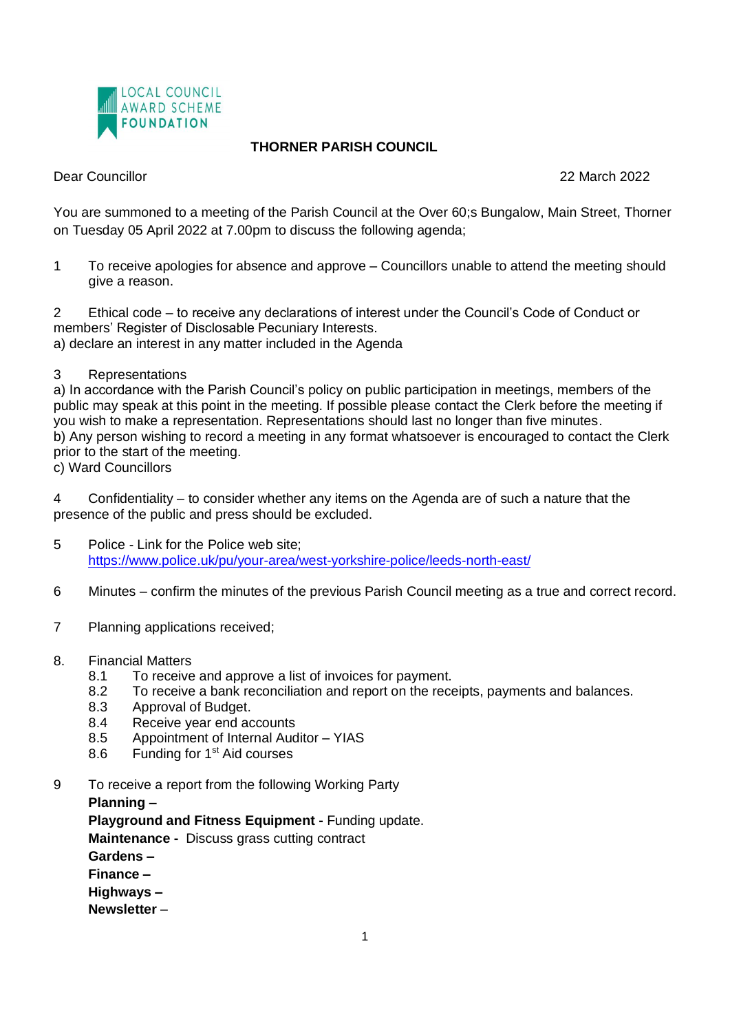LOCAL COUNCIL AWARD SCHEME FOUNDATION

**THORNER PARISH COUNCIL**

Dear Councillor 22 March 2022

You are summoned to a meeting of the Parish Council at the Over 60;s Bungalow, Main Street, Thorner on Tuesday 05 April 2022 at 7.00pm to discuss the following agenda;

1 To receive apologies for absence and approve – Councillors unable to attend the meeting should give a reason.

2 Ethical code – to receive any declarations of interest under the Council's Code of Conduct or members' Register of Disclosable Pecuniary Interests.
a) declare an interest in any matter included in the Agenda

3 Representations
a) In accordance with the Parish Council's policy on public participation in meetings, members of the public may speak at this point in the meeting. If possible please contact the Clerk before the meeting if you wish to make a representation. Representations should last no longer than five minutes.
b) Any person wishing to record a meeting in any format whatsoever is encouraged to contact the Clerk prior to the start of the meeting.
c) Ward Councillors

4 Confidentiality – to consider whether any items on the Agenda are of such a nature that the presence of the public and press should be excluded.

5 Police - Link for the Police web site;
https://www.police.uk/pu/your-area/west-yorkshire-police/leeds-north-east/

6 Minutes – confirm the minutes of the previous Parish Council meeting as a true and correct record.

7 Planning applications received;

8. Financial Matters
   - 8.1 To receive and approve a list of invoices for payment.
   - 8.2 To receive a bank reconciliation and report on the receipts, payments and balances.
   - 8.3 Approval of Budget.
   - 8.4 Receive year end accounts
   - 8.5 Appointment of Internal Auditor – YIAS
   - 8.6 Funding for 1st Aid courses

9 To receive a report from the following Working Party

**Planning –**
**Playground and Fitness Equipment -** Funding update.
**Maintenance -** Discuss grass cutting contract
**Gardens –**
**Finance –**
**Highways –**
**Newsletter** –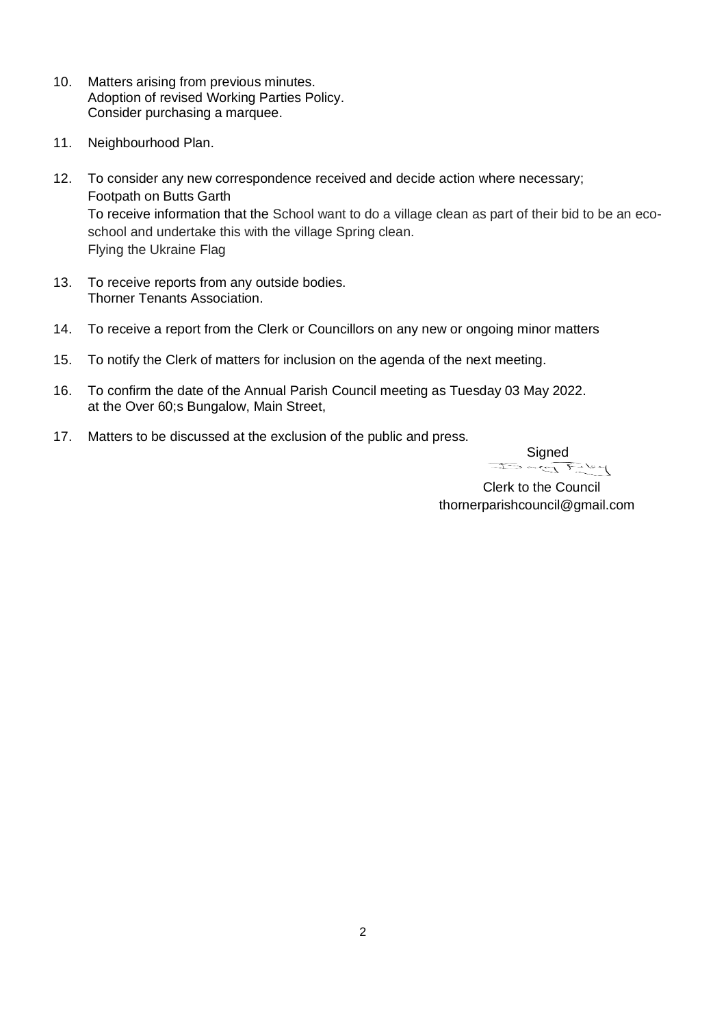10. Matters arising from previous minutes.
    Adoption of revised Working Parties Policy.
    Consider purchasing a marquee.

11. Neighbourhood Plan.

12. To consider any new correspondence received and decide action where necessary;
    Footpath on Butts Garth
    To receive information that the School want to do a village clean as part of their bid to be an eco-school and undertake this with the village Spring clean.
    Flying the Ukraine Flag

13. To receive reports from any outside bodies.
    Thorner Tenants Association.

14. To receive a report from the Clerk or Councillors on any new or ongoing minor matters

15. To notify the Clerk of matters for inclusion on the agenda of the next meeting.

16. To confirm the date of the Annual Parish Council meeting as Tuesday 03 May 2022.
    at the Over 60;s Bungalow, Main Street,

17. Matters to be discussed at the exclusion of the public and press.

Signed

Clerk to the Council
thornerparishcouncil@gmail.com